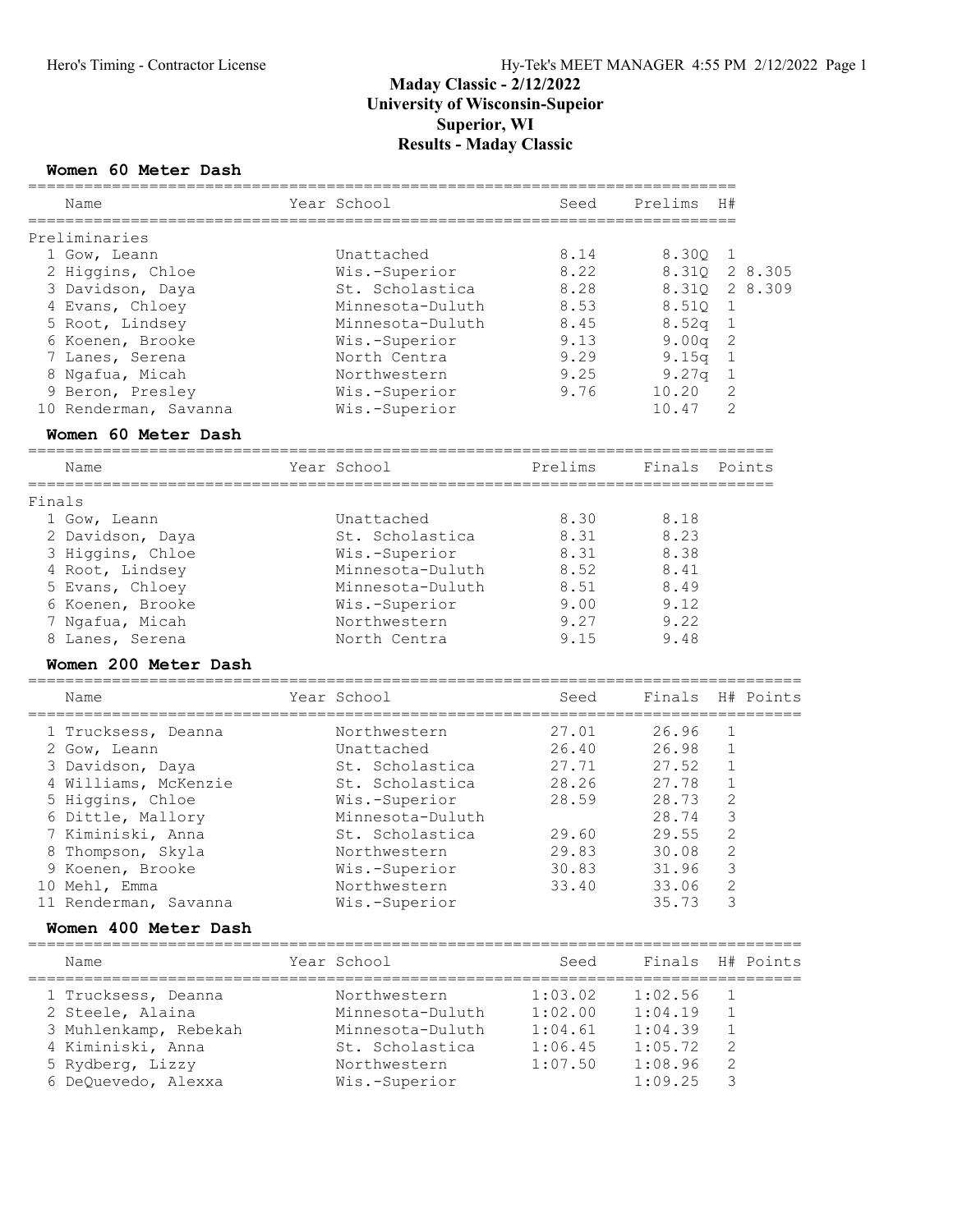# Maday Classic - 2/12/2022

## University of Wisconsin-Supeior

## Superior, WI

## Results - Maday Classic

### Women 60 Meter Dash

| | Name | Year | School | Seed | Prelims | H# | |
|---|---|---|---|---|---|---|---|
| Preliminaries | | | | | | | |
| 1 | Gow, Leann | | Unattached | 8.14 | 8.30Q | 1 | |
| 2 | Higgins, Chloe | | Wis.-Superior | 8.22 | 8.31Q | 2 | 8.305 |
| 3 | Davidson, Daya | | St. Scholastica | 8.28 | 8.31Q | 2 | 8.309 |
| 4 | Evans, Chloey | | Minnesota-Duluth | 8.53 | 8.51Q | 1 | |
| 5 | Root, Lindsey | | Minnesota-Duluth | 8.45 | 8.52q | 1 | |
| 6 | Koenen, Brooke | | Wis.-Superior | 9.13 | 9.00q | 2 | |
| 7 | Lanes, Serena | | North Centra | 9.29 | 9.15q | 1 | |
| 8 | Ngafua, Micah | | Northwestern | 9.25 | 9.27q | 1 | |
| 9 | Beron, Presley | | Wis.-Superior | 9.76 | 10.20 | 2 | |
| 10 | Renderman, Savanna | | Wis.-Superior | | 10.47 | 2 | |

### Women 60 Meter Dash

| | Name | Year | School | Prelims | Finals | Points |
|---|---|---|---|---|---|---|
| Finals | | | | | | |
| 1 | Gow, Leann | | Unattached | 8.30 | 8.18 | |
| 2 | Davidson, Daya | | St. Scholastica | 8.31 | 8.23 | |
| 3 | Higgins, Chloe | | Wis.-Superior | 8.31 | 8.38 | |
| 4 | Root, Lindsey | | Minnesota-Duluth | 8.52 | 8.41 | |
| 5 | Evans, Chloey | | Minnesota-Duluth | 8.51 | 8.49 | |
| 6 | Koenen, Brooke | | Wis.-Superior | 9.00 | 9.12 | |
| 7 | Ngafua, Micah | | Northwestern | 9.27 | 9.22 | |
| 8 | Lanes, Serena | | North Centra | 9.15 | 9.48 | |

### Women 200 Meter Dash

| | Name | Year | School | Seed | Finals | H# | Points |
|---|---|---|---|---|---|---|---|
| 1 | Trucksess, Deanna | | Northwestern | 27.01 | 26.96 | 1 | |
| 2 | Gow, Leann | | Unattached | 26.40 | 26.98 | 1 | |
| 3 | Davidson, Daya | | St. Scholastica | 27.71 | 27.52 | 1 | |
| 4 | Williams, McKenzie | | St. Scholastica | 28.26 | 27.78 | 1 | |
| 5 | Higgins, Chloe | | Wis.-Superior | 28.59 | 28.73 | 2 | |
| 6 | Dittle, Mallory | | Minnesota-Duluth | | 28.74 | 3 | |
| 7 | Kiminiski, Anna | | St. Scholastica | 29.60 | 29.55 | 2 | |
| 8 | Thompson, Skyla | | Northwestern | 29.83 | 30.08 | 2 | |
| 9 | Koenen, Brooke | | Wis.-Superior | 30.83 | 31.96 | 3 | |
| 10 | Mehl, Emma | | Northwestern | 33.40 | 33.06 | 2 | |
| 11 | Renderman, Savanna | | Wis.-Superior | | 35.73 | 3 | |

### Women 400 Meter Dash

| | Name | Year | School | Seed | Finals | H# | Points |
|---|---|---|---|---|---|---|---|
| 1 | Trucksess, Deanna | | Northwestern | 1:03.02 | 1:02.56 | 1 | |
| 2 | Steele, Alaina | | Minnesota-Duluth | 1:02.00 | 1:04.19 | 1 | |
| 3 | Muhlenkamp, Rebekah | | Minnesota-Duluth | 1:04.61 | 1:04.39 | 1 | |
| 4 | Kiminiski, Anna | | St. Scholastica | 1:06.45 | 1:05.72 | 2 | |
| 5 | Rydberg, Lizzy | | Northwestern | 1:07.50 | 1:08.96 | 2 | |
| 6 | DeQuevedo, Alexxa | | Wis.-Superior | | 1:09.25 | 3 | |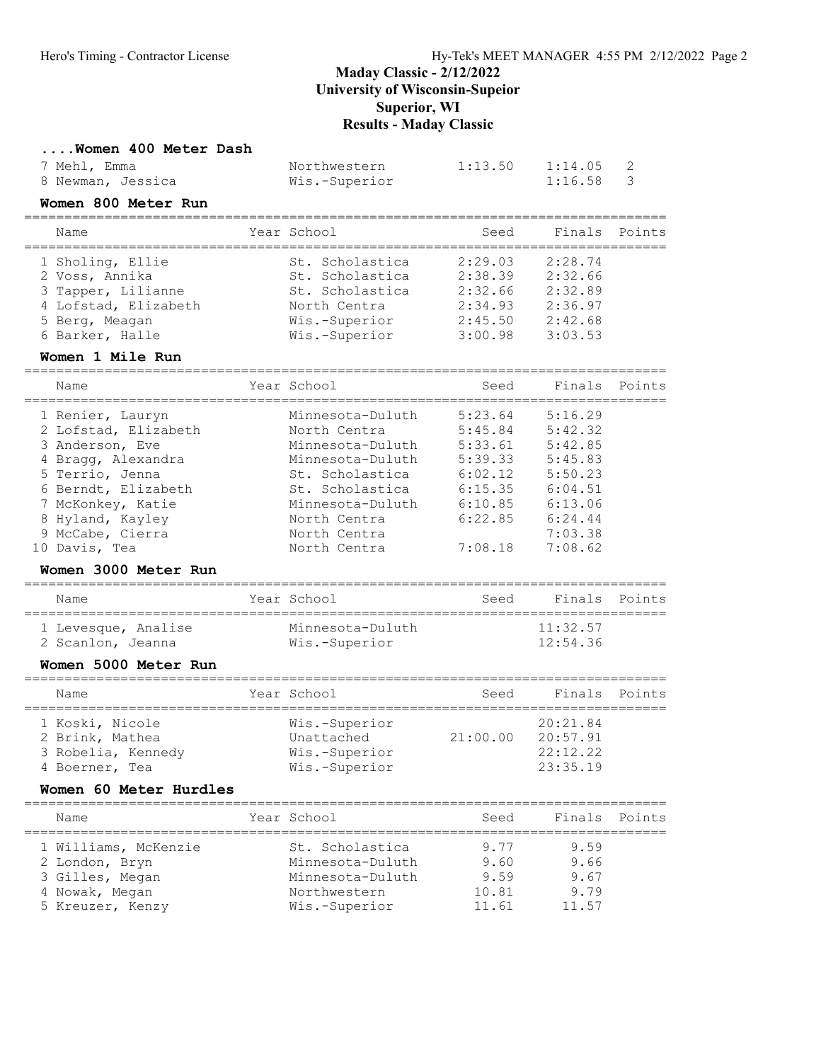# Maday Classic - 2/12/2022
## University of Wisconsin-Supeior
## Superior, WI
## Results - Maday Classic

### ....Women 400 Meter Dash

| Name | Year | School | Seed | Finals | Points |
|---|---|---|---|---|---|
| 7 Mehl, Emma | | Northwestern | 1:13.50 | 1:14.05 | 2 |
| 8 Newman, Jessica | | Wis.-Superior | | 1:16.58 | 3 |

### Women 800 Meter Run

| Name | Year | School | Seed | Finals | Points |
|---|---|---|---|---|---|
| 1 Sholing, Ellie | | St. Scholastica | 2:29.03 | 2:28.74 | |
| 2 Voss, Annika | | St. Scholastica | 2:38.39 | 2:32.66 | |
| 3 Tapper, Lilianne | | St. Scholastica | 2:32.66 | 2:32.89 | |
| 4 Lofstad, Elizabeth | | North Centra | 2:34.93 | 2:36.97 | |
| 5 Berg, Meagan | | Wis.-Superior | 2:45.50 | 2:42.68 | |
| 6 Barker, Halle | | Wis.-Superior | 3:00.98 | 3:03.53 | |

### Women 1 Mile Run

| Name | Year | School | Seed | Finals | Points |
|---|---|---|---|---|---|
| 1 Renier, Lauryn | | Minnesota-Duluth | 5:23.64 | 5:16.29 | |
| 2 Lofstad, Elizabeth | | North Centra | 5:45.84 | 5:42.32 | |
| 3 Anderson, Eve | | Minnesota-Duluth | 5:33.61 | 5:42.85 | |
| 4 Bragg, Alexandra | | Minnesota-Duluth | 5:39.33 | 5:45.83 | |
| 5 Terrio, Jenna | | St. Scholastica | 6:02.12 | 5:50.23 | |
| 6 Berndt, Elizabeth | | St. Scholastica | 6:15.35 | 6:04.51 | |
| 7 McKonkey, Katie | | Minnesota-Duluth | 6:10.85 | 6:13.06 | |
| 8 Hyland, Kayley | | North Centra | 6:22.85 | 6:24.44 | |
| 9 McCabe, Cierra | | North Centra | | 7:03.38 | |
| 10 Davis, Tea | | North Centra | 7:08.18 | 7:08.62 | |

### Women 3000 Meter Run

| Name | Year | School | Seed | Finals | Points |
|---|---|---|---|---|---|
| 1 Levesque, Analise | | Minnesota-Duluth | | 11:32.57 | |
| 2 Scanlon, Jeanna | | Wis.-Superior | | 12:54.36 | |

### Women 5000 Meter Run

| Name | Year | School | Seed | Finals | Points |
|---|---|---|---|---|---|
| 1 Koski, Nicole | | Wis.-Superior | | 20:21.84 | |
| 2 Brink, Mathea | | Unattached | 21:00.00 | 20:57.91 | |
| 3 Robelia, Kennedy | | Wis.-Superior | | 22:12.22 | |
| 4 Boerner, Tea | | Wis.-Superior | | 23:35.19 | |

### Women 60 Meter Hurdles

| Name | Year | School | Seed | Finals | Points |
|---|---|---|---|---|---|
| 1 Williams, McKenzie | | St. Scholastica | 9.77 | 9.59 | |
| 2 London, Bryn | | Minnesota-Duluth | 9.60 | 9.66 | |
| 3 Gilles, Megan | | Minnesota-Duluth | 9.59 | 9.67 | |
| 4 Nowak, Megan | | Northwestern | 10.81 | 9.79 | |
| 5 Kreuzer, Kenzy | | Wis.-Superior | 11.61 | 11.57 | |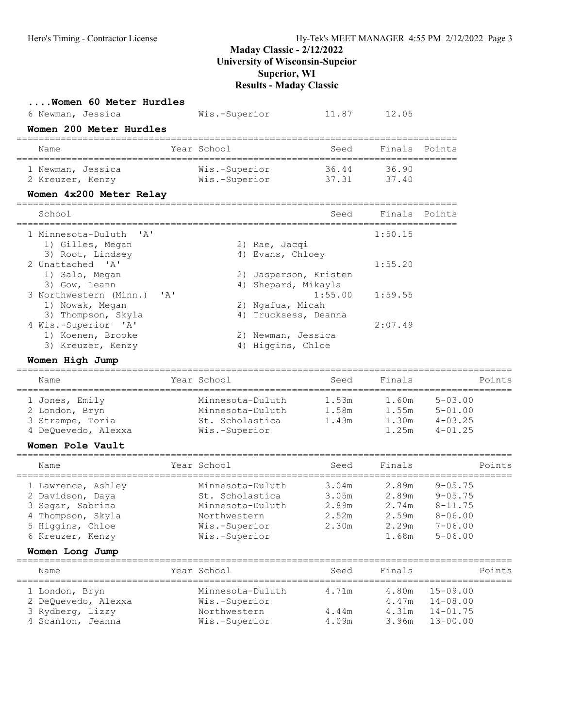# Maday Classic - 2/12/2022
## University of Wisconsin-Supeior
## Superior, WI
## Results - Maday Classic

### ....Women 60 Meter Hurdles

| Name | Year | School | Seed | Finals | Points |
|---|---|---|---|---|---|
| 6 Newman, Jessica | | Wis.-Superior | 11.87 | 12.05 | |

### Women 200 Meter Hurdles

| Name | Year | School | Seed | Finals | Points |
|---|---|---|---|---|---|
| 1 Newman, Jessica | | Wis.-Superior | 36.44 | 36.90 | |
| 2 Kreuzer, Kenzy | | Wis.-Superior | 37.31 | 37.40 | |

### Women 4x200 Meter Relay

| School | Seed | Finals | Points |
|---|---|---|---|
| 1 Minnesota-Duluth 'A' | | 1:50.15 | |
| 1) Gilles, Megan; 2) Rae, Jacqi; 3) Root, Lindsey; 4) Evans, Chloey | | | |
| 2 Unattached 'A' | | 1:55.20 | |
| 1) Salo, Megan; 2) Jasperson, Kristen; 3) Gow, Leann; 4) Shepard, Mikayla | | | |
| 3 Northwestern (Minn.) 'A' | 1:55.00 | 1:59.55 | |
| 1) Nowak, Megan; 2) Ngafua, Micah; 3) Thompson, Skyla; 4) Trucksess, Deanna | | | |
| 4 Wis.-Superior 'A' | | 2:07.49 | |
| 1) Koenen, Brooke; 2) Newman, Jessica; 3) Kreuzer, Kenzy; 4) Higgins, Chloe | | | |

### Women High Jump

| Name | Year | School | Seed | Finals | | Points |
|---|---|---|---|---|---|---|
| 1 Jones, Emily | | Minnesota-Duluth | 1.53m | 1.60m | 5-03.00 | |
| 2 London, Bryn | | Minnesota-Duluth | 1.58m | 1.55m | 5-01.00 | |
| 3 Strampe, Toria | | St. Scholastica | 1.43m | 1.30m | 4-03.25 | |
| 4 DeQuevedo, Alexxa | | Wis.-Superior | | 1.25m | 4-01.25 | |

### Women Pole Vault

| Name | Year | School | Seed | Finals | | Points |
|---|---|---|---|---|---|---|
| 1 Lawrence, Ashley | | Minnesota-Duluth | 3.04m | 2.89m | 9-05.75 | |
| 2 Davidson, Daya | | St. Scholastica | 3.05m | 2.89m | 9-05.75 | |
| 3 Segar, Sabrina | | Minnesota-Duluth | 2.89m | 2.74m | 8-11.75 | |
| 4 Thompson, Skyla | | Northwestern | 2.52m | 2.59m | 8-06.00 | |
| 5 Higgins, Chloe | | Wis.-Superior | 2.30m | 2.29m | 7-06.00 | |
| 6 Kreuzer, Kenzy | | Wis.-Superior | | 1.68m | 5-06.00 | |

### Women Long Jump

| Name | Year | School | Seed | Finals | | Points |
|---|---|---|---|---|---|---|
| 1 London, Bryn | | Minnesota-Duluth | 4.71m | 4.80m | 15-09.00 | |
| 2 DeQuevedo, Alexxa | | Wis.-Superior | | 4.47m | 14-08.00 | |
| 3 Rydberg, Lizzy | | Northwestern | 4.44m | 4.31m | 14-01.75 | |
| 4 Scanlon, Jeanna | | Wis.-Superior | 4.09m | 3.96m | 13-00.00 | |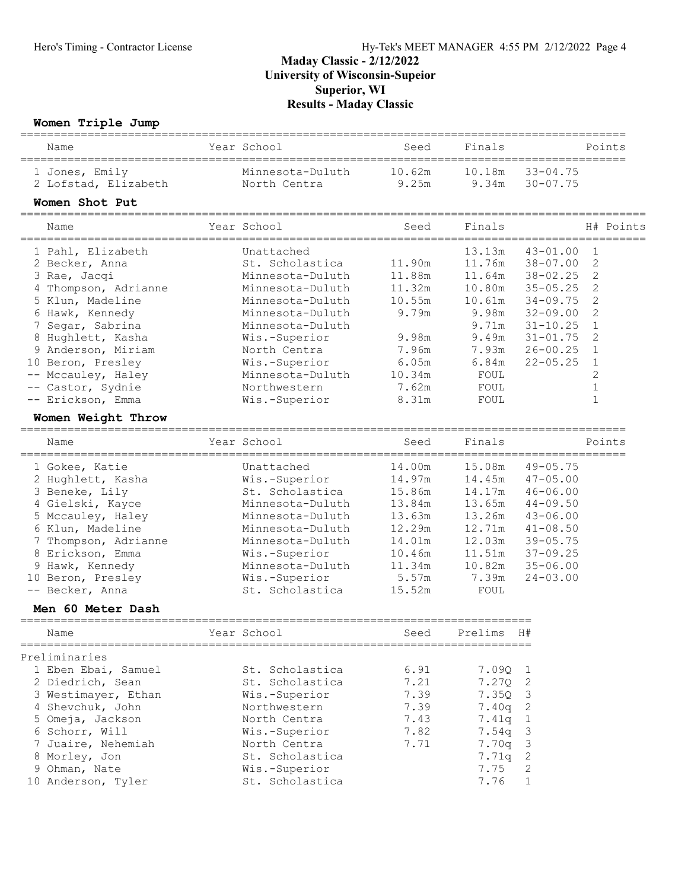## Maday Classic - 2/12/2022
## University of Wisconsin-Supeior
## Superior, WI
## Results - Maday Classic

### Women Triple Jump

| Name | Year | School | Seed | Finals | | Points |
|---|---|---|---|---|---|---|
| 1 Jones, Emily | | Minnesota-Duluth | 10.62m | 10.18m | 33-04.75 | |
| 2 Lofstad, Elizabeth | | North Centra | 9.25m | 9.34m | 30-07.75 | |

### Women Shot Put

| Name | Year | School | Seed | Finals | | H# | Points |
|---|---|---|---|---|---|---|---|
| 1 Pahl, Elizabeth | | Unattached | | 13.13m | 43-01.00 | 1 | |
| 2 Becker, Anna | | St. Scholastica | 11.90m | 11.76m | 38-07.00 | 2 | |
| 3 Rae, Jacqi | | Minnesota-Duluth | 11.88m | 11.64m | 38-02.25 | 2 | |
| 4 Thompson, Adrianne | | Minnesota-Duluth | 11.32m | 10.80m | 35-05.25 | 2 | |
| 5 Klun, Madeline | | Minnesota-Duluth | 10.55m | 10.61m | 34-09.75 | 2 | |
| 6 Hawk, Kennedy | | Minnesota-Duluth | 9.79m | 9.98m | 32-09.00 | 2 | |
| 7 Segar, Sabrina | | Minnesota-Duluth | | 9.71m | 31-10.25 | 1 | |
| 8 Hughlett, Kasha | | Wis.-Superior | 9.98m | 9.49m | 31-01.75 | 2 | |
| 9 Anderson, Miriam | | North Centra | 7.96m | 7.93m | 26-00.25 | 1 | |
| 10 Beron, Presley | | Wis.-Superior | 6.05m | 6.84m | 22-05.25 | 1 | |
| -- Mccauley, Haley | | Minnesota-Duluth | 10.34m | FOUL | | 2 | |
| -- Castor, Sydnie | | Northwestern | 7.62m | FOUL | | 1 | |
| -- Erickson, Emma | | Wis.-Superior | 8.31m | FOUL | | 1 | |

### Women Weight Throw

| Name | Year | School | Seed | Finals | | Points |
|---|---|---|---|---|---|---|
| 1 Gokee, Katie | | Unattached | 14.00m | 15.08m | 49-05.75 | |
| 2 Hughlett, Kasha | | Wis.-Superior | 14.97m | 14.45m | 47-05.00 | |
| 3 Beneke, Lily | | St. Scholastica | 15.86m | 14.17m | 46-06.00 | |
| 4 Gielski, Kayce | | Minnesota-Duluth | 13.84m | 13.65m | 44-09.50 | |
| 5 Mccauley, Haley | | Minnesota-Duluth | 13.63m | 13.26m | 43-06.00 | |
| 6 Klun, Madeline | | Minnesota-Duluth | 12.29m | 12.71m | 41-08.50 | |
| 7 Thompson, Adrianne | | Minnesota-Duluth | 14.01m | 12.03m | 39-05.75 | |
| 8 Erickson, Emma | | Wis.-Superior | 10.46m | 11.51m | 37-09.25 | |
| 9 Hawk, Kennedy | | Minnesota-Duluth | 11.34m | 10.82m | 35-06.00 | |
| 10 Beron, Presley | | Wis.-Superior | 5.57m | 7.39m | 24-03.00 | |
| -- Becker, Anna | | St. Scholastica | 15.52m | FOUL | | |

### Men 60 Meter Dash

| Name | Year | School | Seed | Prelims | H# |
|---|---|---|---|---|---|
| **Preliminaries** | | | | | |
| 1 Eben Ebai, Samuel | | St. Scholastica | 6.91 | 7.09Q | 1 |
| 2 Diedrich, Sean | | St. Scholastica | 7.21 | 7.27Q | 2 |
| 3 Westimayer, Ethan | | Wis.-Superior | 7.39 | 7.35Q | 3 |
| 4 Shevchuk, John | | Northwestern | 7.39 | 7.40q | 2 |
| 5 Omeja, Jackson | | North Centra | 7.43 | 7.41q | 1 |
| 6 Schorr, Will | | Wis.-Superior | 7.82 | 7.54q | 3 |
| 7 Juaire, Nehemiah | | North Centra | 7.71 | 7.70q | 3 |
| 8 Morley, Jon | | St. Scholastica | | 7.71q | 2 |
| 9 Ohman, Nate | | Wis.-Superior | | 7.75 | 2 |
| 10 Anderson, Tyler | | St. Scholastica | | 7.76 | 1 |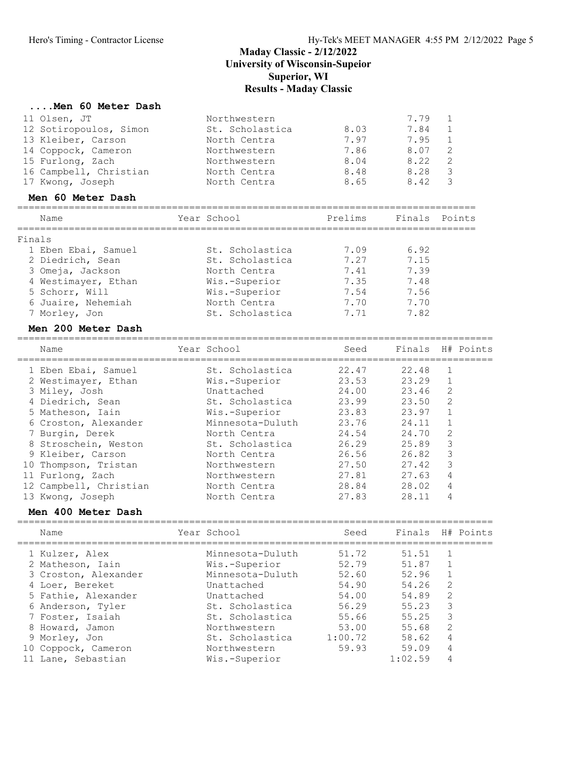# Maday Classic - 2/12/2022
## University of Wisconsin-Supeior
## Superior, WI
## Results - Maday Classic

### ....Men 60 Meter Dash

| Place | Name | Year | School | Prelims | Finals | H# | Points |
|---|---|---|---|---|---|---|---|
| 11 | Olsen, JT | | Northwestern | | 7.79 | 1 | |
| 12 | Sotiropoulos, Simon | | St. Scholastica | 8.03 | 7.84 | 1 | |
| 13 | Kleiber, Carson | | North Centra | 7.97 | 7.95 | 1 | |
| 14 | Coppock, Cameron | | Northwestern | 7.86 | 8.07 | 2 | |
| 15 | Furlong, Zach | | Northwestern | 8.04 | 8.22 | 2 | |
| 16 | Campbell, Christian | | North Centra | 8.48 | 8.28 | 3 | |
| 17 | Kwong, Joseph | | North Centra | 8.65 | 8.42 | 3 | |

### Men 60 Meter Dash

Finals

| Place | Name | Year | School | Prelims | Finals | Points |
|---|---|---|---|---|---|---|
| 1 | Eben Ebai, Samuel | | St. Scholastica | 7.09 | 6.92 | |
| 2 | Diedrich, Sean | | St. Scholastica | 7.27 | 7.15 | |
| 3 | Omeja, Jackson | | North Centra | 7.41 | 7.39 | |
| 4 | Westimayer, Ethan | | Wis.-Superior | 7.35 | 7.48 | |
| 5 | Schorr, Will | | Wis.-Superior | 7.54 | 7.56 | |
| 6 | Juaire, Nehemiah | | North Centra | 7.70 | 7.70 | |
| 7 | Morley, Jon | | St. Scholastica | 7.71 | 7.82 | |

### Men 200 Meter Dash

| Place | Name | Year | School | Seed | Finals | H# | Points |
|---|---|---|---|---|---|---|---|
| 1 | Eben Ebai, Samuel | | St. Scholastica | 22.47 | 22.48 | 1 | |
| 2 | Westimayer, Ethan | | Wis.-Superior | 23.53 | 23.29 | 1 | |
| 3 | Miley, Josh | | Unattached | 24.00 | 23.46 | 2 | |
| 4 | Diedrich, Sean | | St. Scholastica | 23.99 | 23.50 | 2 | |
| 5 | Matheson, Iain | | Wis.-Superior | 23.83 | 23.97 | 1 | |
| 6 | Croston, Alexander | | Minnesota-Duluth | 23.76 | 24.11 | 1 | |
| 7 | Burgin, Derek | | North Centra | 24.54 | 24.70 | 2 | |
| 8 | Stroschein, Weston | | St. Scholastica | 26.29 | 25.89 | 3 | |
| 9 | Kleiber, Carson | | North Centra | 26.56 | 26.82 | 3 | |
| 10 | Thompson, Tristan | | Northwestern | 27.50 | 27.42 | 3 | |
| 11 | Furlong, Zach | | Northwestern | 27.81 | 27.63 | 4 | |
| 12 | Campbell, Christian | | North Centra | 28.84 | 28.02 | 4 | |
| 13 | Kwong, Joseph | | North Centra | 27.83 | 28.11 | 4 | |

### Men 400 Meter Dash

| Place | Name | Year | School | Seed | Finals | H# | Points |
|---|---|---|---|---|---|---|---|
| 1 | Kulzer, Alex | | Minnesota-Duluth | 51.72 | 51.51 | 1 | |
| 2 | Matheson, Iain | | Wis.-Superior | 52.79 | 51.87 | 1 | |
| 3 | Croston, Alexander | | Minnesota-Duluth | 52.60 | 52.96 | 1 | |
| 4 | Loer, Bereket | | Unattached | 54.90 | 54.26 | 2 | |
| 5 | Fathie, Alexander | | Unattached | 54.00 | 54.89 | 2 | |
| 6 | Anderson, Tyler | | St. Scholastica | 56.29 | 55.23 | 3 | |
| 7 | Foster, Isaiah | | St. Scholastica | 55.66 | 55.25 | 3 | |
| 8 | Howard, Jamon | | Northwestern | 53.00 | 55.68 | 2 | |
| 9 | Morley, Jon | | St. Scholastica | 1:00.72 | 58.62 | 4 | |
| 10 | Coppock, Cameron | | Northwestern | 59.93 | 59.09 | 4 | |
| 11 | Lane, Sebastian | | Wis.-Superior | | 1:02.59 | 4 | |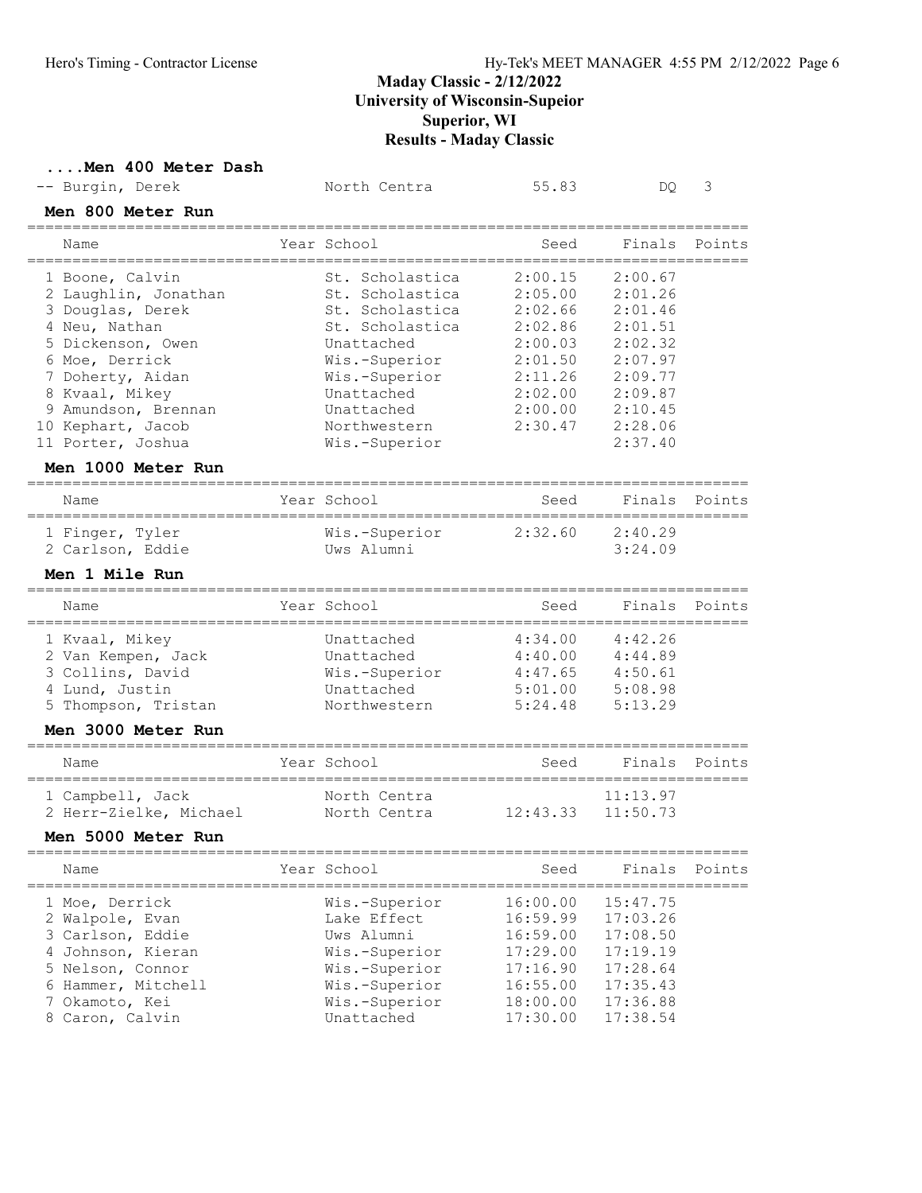# Maday Classic - 2/12/2022
## University of Wisconsin-Supeior
## Superior, WI
## Results - Maday Classic

### ....Men 400 Meter Dash

| Name | Year | School | Seed | Finals | Points |
|---|---|---|---|---|---|
| -- Burgin, Derek | | North Centra | 55.83 | DQ | 3 |

### Men 800 Meter Run

| Name | Year | School | Seed | Finals | Points |
|---|---|---|---|---|---|
| 1 Boone, Calvin | | St. Scholastica | 2:00.15 | 2:00.67 | |
| 2 Laughlin, Jonathan | | St. Scholastica | 2:05.00 | 2:01.26 | |
| 3 Douglas, Derek | | St. Scholastica | 2:02.66 | 2:01.46 | |
| 4 Neu, Nathan | | St. Scholastica | 2:02.86 | 2:01.51 | |
| 5 Dickenson, Owen | | Unattached | 2:00.03 | 2:02.32 | |
| 6 Moe, Derrick | | Wis.-Superior | 2:01.50 | 2:07.97 | |
| 7 Doherty, Aidan | | Wis.-Superior | 2:11.26 | 2:09.77 | |
| 8 Kvaal, Mikey | | Unattached | 2:02.00 | 2:09.87 | |
| 9 Amundson, Brennan | | Unattached | 2:00.00 | 2:10.45 | |
| 10 Kephart, Jacob | | Northwestern | 2:30.47 | 2:28.06 | |
| 11 Porter, Joshua | | Wis.-Superior | | 2:37.40 | |

### Men 1000 Meter Run

| Name | Year | School | Seed | Finals | Points |
|---|---|---|---|---|---|
| 1 Finger, Tyler | | Wis.-Superior | 2:32.60 | 2:40.29 | |
| 2 Carlson, Eddie | | Uws Alumni | | 3:24.09 | |

### Men 1 Mile Run

| Name | Year | School | Seed | Finals | Points |
|---|---|---|---|---|---|
| 1 Kvaal, Mikey | | Unattached | 4:34.00 | 4:42.26 | |
| 2 Van Kempen, Jack | | Unattached | 4:40.00 | 4:44.89 | |
| 3 Collins, David | | Wis.-Superior | 4:47.65 | 4:50.61 | |
| 4 Lund, Justin | | Unattached | 5:01.00 | 5:08.98 | |
| 5 Thompson, Tristan | | Northwestern | 5:24.48 | 5:13.29 | |

### Men 3000 Meter Run

| Name | Year | School | Seed | Finals | Points |
|---|---|---|---|---|---|
| 1 Campbell, Jack | | North Centra | | 11:13.97 | |
| 2 Herr-Zielke, Michael | | North Centra | 12:43.33 | 11:50.73 | |

### Men 5000 Meter Run

| Name | Year | School | Seed | Finals | Points |
|---|---|---|---|---|---|
| 1 Moe, Derrick | | Wis.-Superior | 16:00.00 | 15:47.75 | |
| 2 Walpole, Evan | | Lake Effect | 16:59.99 | 17:03.26 | |
| 3 Carlson, Eddie | | Uws Alumni | 16:59.00 | 17:08.50 | |
| 4 Johnson, Kieran | | Wis.-Superior | 17:29.00 | 17:19.19 | |
| 5 Nelson, Connor | | Wis.-Superior | 17:16.90 | 17:28.64 | |
| 6 Hammer, Mitchell | | Wis.-Superior | 16:55.00 | 17:35.43 | |
| 7 Okamoto, Kei | | Wis.-Superior | 18:00.00 | 17:36.88 | |
| 8 Caron, Calvin | | Unattached | 17:30.00 | 17:38.54 | |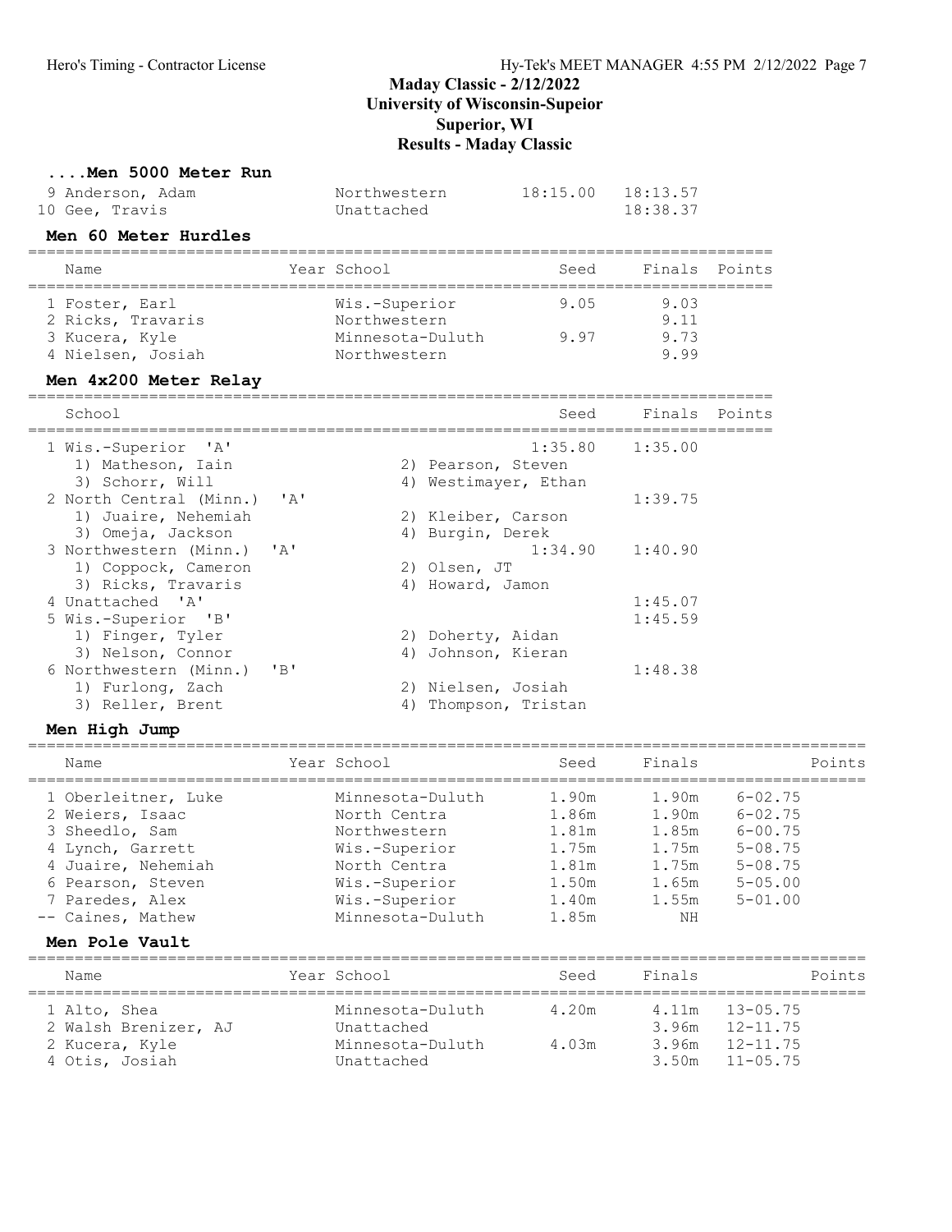# Maday Classic - 2/12/2022
## University of Wisconsin-Supeior
## Superior, WI
## Results - Maday Classic

### ....Men 5000 Meter Run

| Name | Year | School | Seed | Finals | Points |
|---|---|---|---|---|---|
| 9 Anderson, Adam | | Northwestern | 18:15.00 | 18:13.57 | |
| 10 Gee, Travis | | Unattached | | 18:38.37 | |

### Men 60 Meter Hurdles

| Name | Year | School | Seed | Finals | Points |
|---|---|---|---|---|---|
| 1 Foster, Earl | | Wis.-Superior | 9.05 | 9.03 | |
| 2 Ricks, Travaris | | Northwestern | | 9.11 | |
| 3 Kucera, Kyle | | Minnesota-Duluth | 9.97 | 9.73 | |
| 4 Nielsen, Josiah | | Northwestern | | 9.99 | |

### Men 4x200 Meter Relay

| School | Seed | Finals | Points |
|---|---|---|---|
| 1 Wis.-Superior 'A' | 1:35.80 | 1:35.00 | |
| 1) Matheson, Iain; 2) Pearson, Steven; 3) Schorr, Will; 4) Westimayer, Ethan | | | |
| 2 North Central (Minn.) 'A' | | 1:39.75 | |
| 1) Juaire, Nehemiah; 2) Kleiber, Carson; 3) Omeja, Jackson; 4) Burgin, Derek | | | |
| 3 Northwestern (Minn.) 'A' | 1:34.90 | 1:40.90 | |
| 1) Coppock, Cameron; 2) Olsen, JT; 3) Ricks, Travaris; 4) Howard, Jamon | | | |
| 4 Unattached 'A' | | 1:45.07 | |
| 5 Wis.-Superior 'B' | | 1:45.59 | |
| 1) Finger, Tyler; 2) Doherty, Aidan; 3) Nelson, Connor; 4) Johnson, Kieran | | | |
| 6 Northwestern (Minn.) 'B' | | 1:48.38 | |
| 1) Furlong, Zach; 2) Nielsen, Josiah; 3) Reller, Brent; 4) Thompson, Tristan | | | |

### Men High Jump

| Name | Year | School | Seed | Finals | | Points |
|---|---|---|---|---|---|---|
| 1 Oberleitner, Luke | | Minnesota-Duluth | 1.90m | 1.90m | 6-02.75 | |
| 2 Weiers, Isaac | | North Centra | 1.86m | 1.90m | 6-02.75 | |
| 3 Sheedlo, Sam | | Northwestern | 1.81m | 1.85m | 6-00.75 | |
| 4 Lynch, Garrett | | Wis.-Superior | 1.75m | 1.75m | 5-08.75 | |
| 4 Juaire, Nehemiah | | North Centra | 1.81m | 1.75m | 5-08.75 | |
| 6 Pearson, Steven | | Wis.-Superior | 1.50m | 1.65m | 5-05.00 | |
| 7 Paredes, Alex | | Wis.-Superior | 1.40m | 1.55m | 5-01.00 | |
| -- Caines, Mathew | | Minnesota-Duluth | 1.85m | NH | | |

### Men Pole Vault

| Name | Year | School | Seed | Finals | | Points |
|---|---|---|---|---|---|---|
| 1 Alto, Shea | | Minnesota-Duluth | 4.20m | 4.11m | 13-05.75 | |
| 2 Walsh Brenizer, AJ | | Unattached | | 3.96m | 12-11.75 | |
| 2 Kucera, Kyle | | Minnesota-Duluth | 4.03m | 3.96m | 12-11.75 | |
| 4 Otis, Josiah | | Unattached | | 3.50m | 11-05.75 | |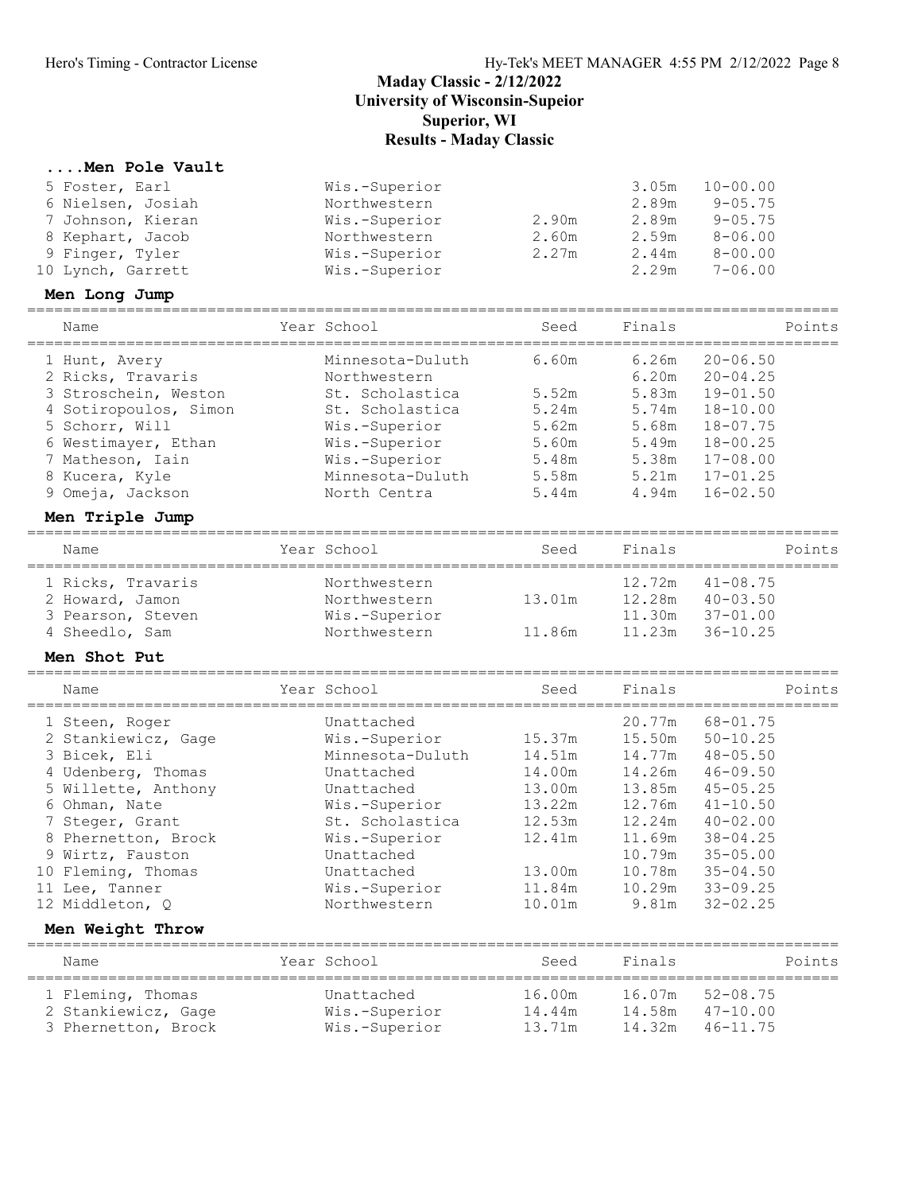# Maday Classic - 2/12/2022
## University of Wisconsin-Supeior
## Superior, WI
## Results - Maday Classic

### ....Men Pole Vault

| Name | Year | School | Seed | Finals | | Points |
|---|---|---|---|---|---|---|
| 5 Foster, Earl | | Wis.-Superior | | 3.05m | 10-00.00 | |
| 6 Nielsen, Josiah | | Northwestern | | 2.89m | 9-05.75 | |
| 7 Johnson, Kieran | | Wis.-Superior | 2.90m | 2.89m | 9-05.75 | |
| 8 Kephart, Jacob | | Northwestern | 2.60m | 2.59m | 8-06.00 | |
| 9 Finger, Tyler | | Wis.-Superior | 2.27m | 2.44m | 8-00.00 | |
| 10 Lynch, Garrett | | Wis.-Superior | | 2.29m | 7-06.00 | |

### Men Long Jump

| Name | Year | School | Seed | Finals | | Points |
|---|---|---|---|---|---|---|
| 1 Hunt, Avery | | Minnesota-Duluth | 6.60m | 6.26m | 20-06.50 | |
| 2 Ricks, Travaris | | Northwestern | | 6.20m | 20-04.25 | |
| 3 Stroschein, Weston | | St. Scholastica | 5.52m | 5.83m | 19-01.50 | |
| 4 Sotiropoulos, Simon | | St. Scholastica | 5.24m | 5.74m | 18-10.00 | |
| 5 Schorr, Will | | Wis.-Superior | 5.62m | 5.68m | 18-07.75 | |
| 6 Westimayer, Ethan | | Wis.-Superior | 5.60m | 5.49m | 18-00.25 | |
| 7 Matheson, Iain | | Wis.-Superior | 5.48m | 5.38m | 17-08.00 | |
| 8 Kucera, Kyle | | Minnesota-Duluth | 5.58m | 5.21m | 17-01.25 | |
| 9 Omeja, Jackson | | North Centra | 5.44m | 4.94m | 16-02.50 | |

### Men Triple Jump

| Name | Year | School | Seed | Finals | | Points |
|---|---|---|---|---|---|---|
| 1 Ricks, Travaris | | Northwestern | | 12.72m | 41-08.75 | |
| 2 Howard, Jamon | | Northwestern | 13.01m | 12.28m | 40-03.50 | |
| 3 Pearson, Steven | | Wis.-Superior | | 11.30m | 37-01.00 | |
| 4 Sheedlo, Sam | | Northwestern | 11.86m | 11.23m | 36-10.25 | |

### Men Shot Put

| Name | Year | School | Seed | Finals | | Points |
|---|---|---|---|---|---|---|
| 1 Steen, Roger | | Unattached | | 20.77m | 68-01.75 | |
| 2 Stankiewicz, Gage | | Wis.-Superior | 15.37m | 15.50m | 50-10.25 | |
| 3 Bicek, Eli | | Minnesota-Duluth | 14.51m | 14.77m | 48-05.50 | |
| 4 Udenberg, Thomas | | Unattached | 14.00m | 14.26m | 46-09.50 | |
| 5 Willette, Anthony | | Unattached | 13.00m | 13.85m | 45-05.25 | |
| 6 Ohman, Nate | | Wis.-Superior | 13.22m | 12.76m | 41-10.50 | |
| 7 Steger, Grant | | St. Scholastica | 12.53m | 12.24m | 40-02.00 | |
| 8 Phernetton, Brock | | Wis.-Superior | 12.41m | 11.69m | 38-04.25 | |
| 9 Wirtz, Fauston | | Unattached | | 10.79m | 35-05.00 | |
| 10 Fleming, Thomas | | Unattached | 13.00m | 10.78m | 35-04.50 | |
| 11 Lee, Tanner | | Wis.-Superior | 11.84m | 10.29m | 33-09.25 | |
| 12 Middleton, Q | | Northwestern | 10.01m | 9.81m | 32-02.25 | |

### Men Weight Throw

| Name | Year | School | Seed | Finals | | Points |
|---|---|---|---|---|---|---|
| 1 Fleming, Thomas | | Unattached | 16.00m | 16.07m | 52-08.75 | |
| 2 Stankiewicz, Gage | | Wis.-Superior | 14.44m | 14.58m | 47-10.00 | |
| 3 Phernetton, Brock | | Wis.-Superior | 13.71m | 14.32m | 46-11.75 | |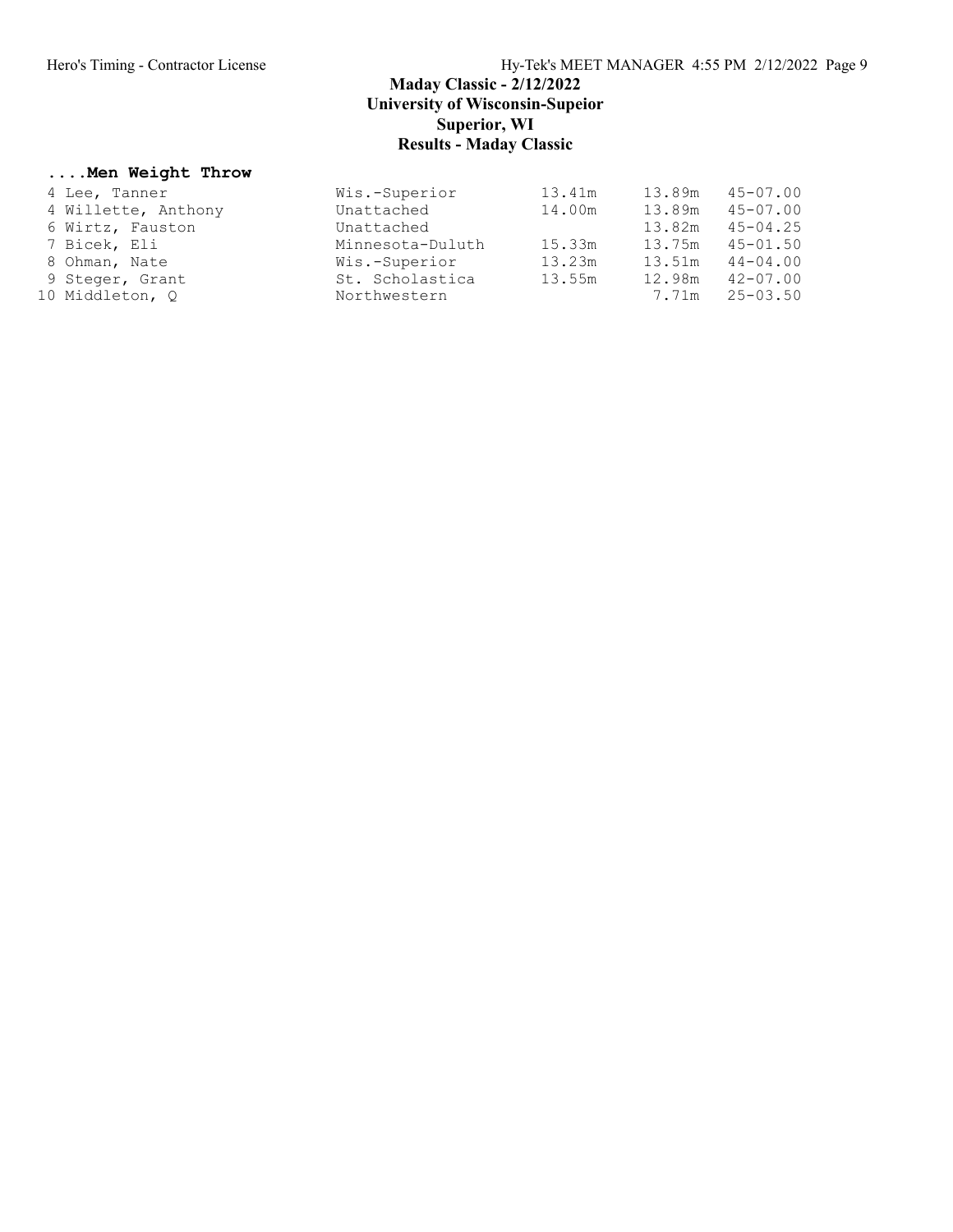Maday Classic - 2/12/2022
University of Wisconsin-Supeior
Superior, WI
Results - Maday Classic

### ....Men Weight Throw

| | | | | | |
|---|---|---|---|---|---|
| 4 | Lee, Tanner | Wis.-Superior | 13.41m | 13.89m | 45-07.00 |
| 4 | Willette, Anthony | Unattached | 14.00m | 13.89m | 45-07.00 |
| 6 | Wirtz, Fauston | Unattached | | 13.82m | 45-04.25 |
| 7 | Bicek, Eli | Minnesota-Duluth | 15.33m | 13.75m | 45-01.50 |
| 8 | Ohman, Nate | Wis.-Superior | 13.23m | 13.51m | 44-04.00 |
| 9 | Steger, Grant | St. Scholastica | 13.55m | 12.98m | 42-07.00 |
| 10 | Middleton, Q | Northwestern | | 7.71m | 25-03.50 |